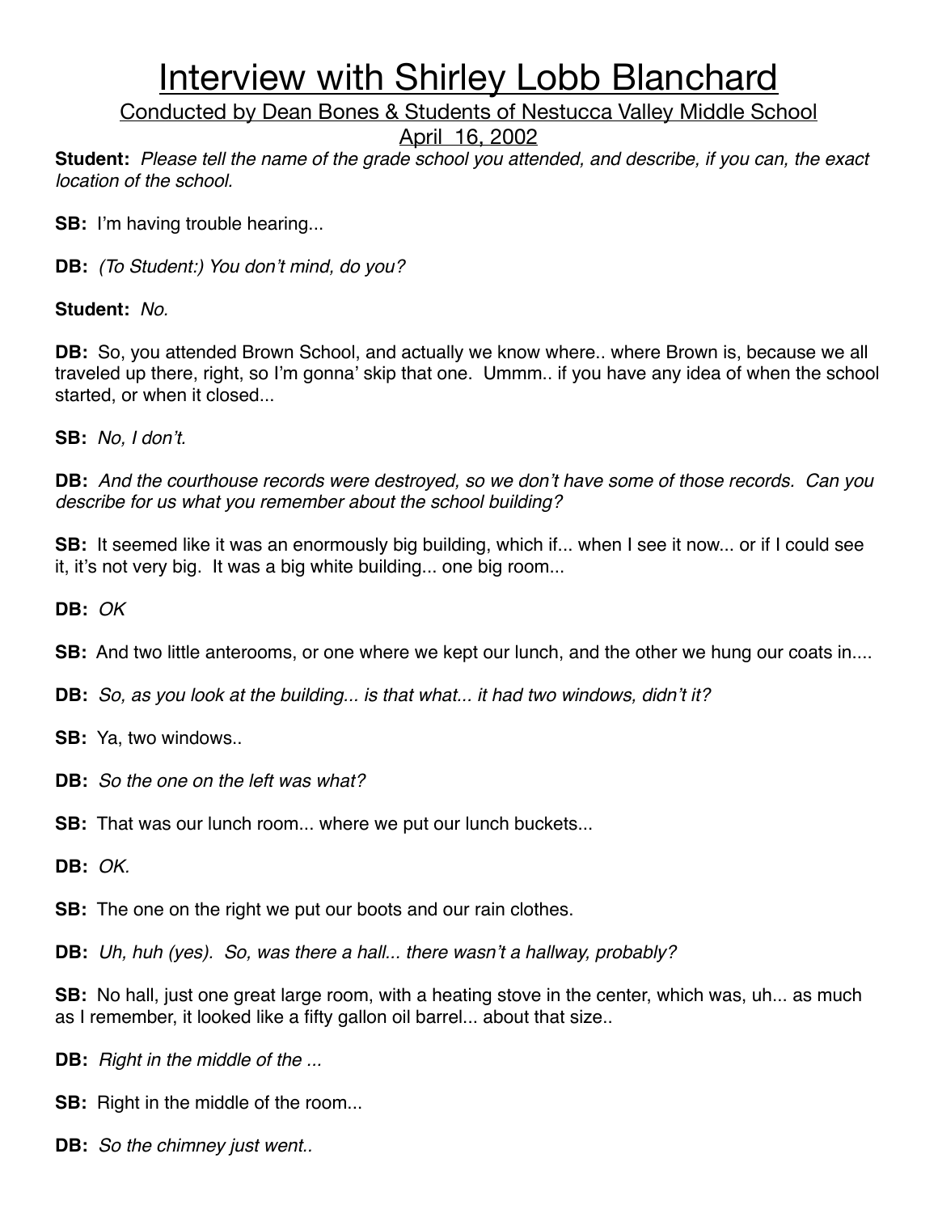# Interview with Shirley Lobb Blanchard

Conducted by Dean Bones & Students of Nestucca Valley Middle School

April 16, 2002

**Student:** *Please tell the name of the grade school you attended, and describe, if you can, the exact location of the school.*

**SB:** I'm having trouble hearing...

**DB:** *(To Student:) You don't mind, do you?*

**Student:** *No.*

**DB:** So, you attended Brown School, and actually we know where.. where Brown is, because we all traveled up there, right, so I'm gonna' skip that one. Ummm.. if you have any idea of when the school started, or when it closed...

**SB:** *No, I don't.*

**DB:** *And the courthouse records were destroyed, so we don't have some of those records. Can you describe for us what you remember about the school building?*

**SB:** It seemed like it was an enormously big building, which if... when I see it now... or if I could see it, it's not very big. It was a big white building... one big room...

**DB:** *OK*

**SB:** And two little anterooms, or one where we kept our lunch, and the other we hung our coats in....

**DB:** *So, as you look at the building... is that what... it had two windows, didn't it?*

**SB:** Ya, two windows..

**DB:** *So the one on the left was what?*

**SB:** That was our lunch room... where we put our lunch buckets...

**DB:** *OK.*

**SB:** The one on the right we put our boots and our rain clothes.

**DB:** *Uh, huh (yes). So, was there a hall... there wasn't a hallway, probably?*

**SB:** No hall, just one great large room, with a heating stove in the center, which was, uh... as much as I remember, it looked like a fifty gallon oil barrel... about that size..

**DB:** *Right in the middle of the ...*

**SB:** Right in the middle of the room...

**DB:** *So the chimney just went..*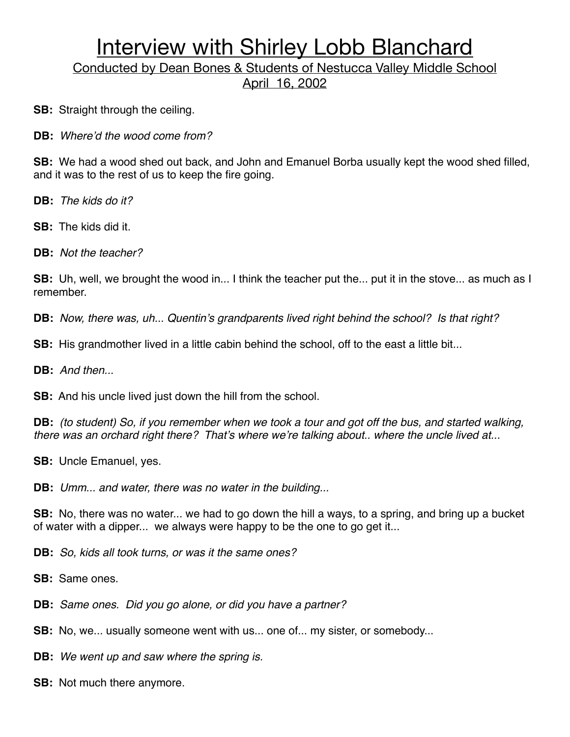**SB:** Straight through the ceiling.

**DB:** *Where'd the wood come from?*

**SB:** We had a wood shed out back, and John and Emanuel Borba usually kept the wood shed filled, and it was to the rest of us to keep the fire going.

**DB:** *The kids do it?*

**SB:** The kids did it.

**DB:** *Not the teacher?*

**SB:** Uh, well, we brought the wood in... I think the teacher put the... put it in the stove... as much as I remember.

**DB:** *Now, there was, uh... Quentin's grandparents lived right behind the school? Is that right?*

**SB:** His grandmother lived in a little cabin behind the school, off to the east a little bit...

**DB:** *And then...*

**SB:** And his uncle lived just down the hill from the school.

**DB:** *(to student) So, if you remember when we took a tour and got off the bus, and started walking, there was an orchard right there? That's where we're talking about.. where the uncle lived at...*

**SB:** Uncle Emanuel, yes.

**DB:** *Umm... and water, there was no water in the building...*

**SB:** No, there was no water... we had to go down the hill a ways, to a spring, and bring up a bucket of water with a dipper... we always were happy to be the one to go get it...

**DB:** *So, kids all took turns, or was it the same ones?*

**SB:** Same ones.

**DB:** *Same ones. Did you go alone, or did you have a partner?*

**SB:** No, we... usually someone went with us... one of... my sister, or somebody...

**DB:** *We went up and saw where the spring is.*

**SB:** Not much there anymore.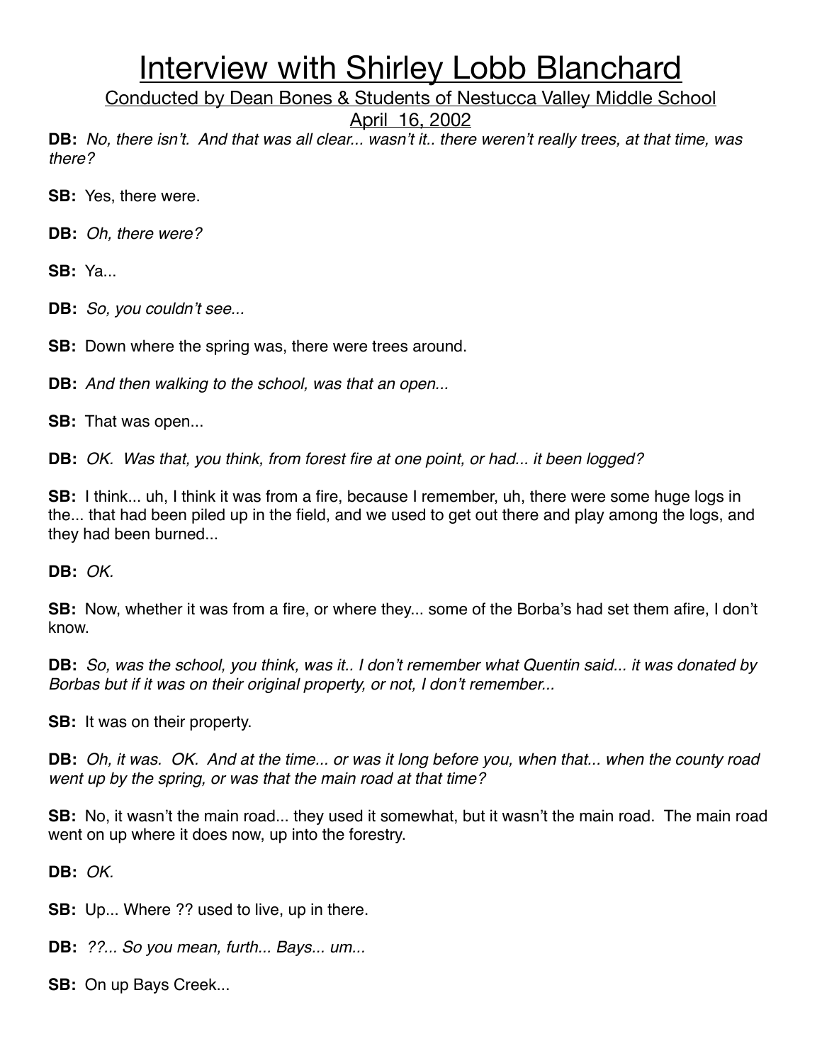**DB:** *No, there isn't. And that was all clear... wasn't it.. there weren't really trees, at that time, was there?*

**SB:** Yes, there were.

**DB:** *Oh, there were?*

**SB:** Ya...

**DB:** *So, you couldn't see...*

**SB:** Down where the spring was, there were trees around.

**DB:** *And then walking to the school, was that an open...*

**SB:** That was open...

**DB:** *OK. Was that, you think, from forest fire at one point, or had... it been logged?*

**SB:** I think... uh, I think it was from a fire, because I remember, uh, there were some huge logs in the... that had been piled up in the field, and we used to get out there and play among the logs, and they had been burned...

**DB:** *OK.*

**SB:** Now, whether it was from a fire, or where they... some of the Borba's had set them afire, I don't know.

**DB:** *So, was the school, you think, was it.. I don't remember what Quentin said... it was donated by Borbas but if it was on their original property, or not, I don't remember...*

**SB:** It was on their property.

**DB:** *Oh, it was. OK. And at the time... or was it long before you, when that... when the county road went up by the spring, or was that the main road at that time?*

**SB:** No, it wasn't the main road... they used it somewhat, but it wasn't the main road. The main road went on up where it does now, up into the forestry.

**DB:** *OK.*

**SB:** Up... Where ?? used to live, up in there.

**DB:** *??... So you mean, furth... Bays... um...*

**SB:** On up Bays Creek...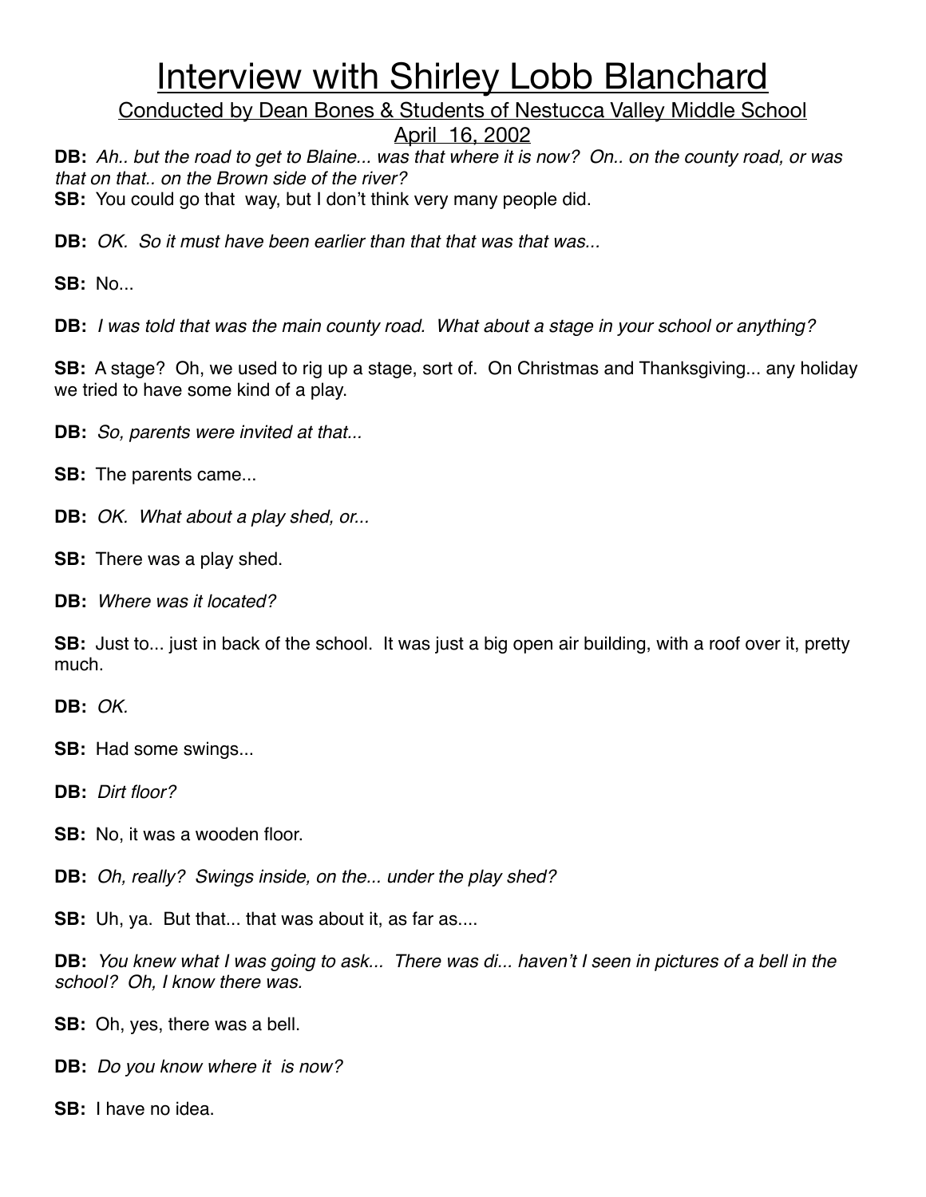# Interview with Shirley Lobb Blanchard

Conducted by Dean Bones & Students of Nestucca Valley Middle School

April 16, 2002

**DB:** *Ah.. but the road to get to Blaine... was that where it is now? On.. on the county road, or was that on that.. on the Brown side of the river?*

**SB:** You could go that way, but I don't think very many people did.

**DB:** *OK. So it must have been earlier than that that was that was...*

**SB:** No...

**DB:** *I was told that was the main county road. What about a stage in your school or anything?*

**SB:** A stage? Oh, we used to rig up a stage, sort of. On Christmas and Thanksgiving... any holiday we tried to have some kind of a play.

**DB:** *So, parents were invited at that...*

**SB:** The parents came...

**DB:** *OK. What about a play shed, or...*

**SB:** There was a play shed.

**DB:** *Where was it located?*

**SB:** Just to... just in back of the school. It was just a big open air building, with a roof over it, pretty much.

**DB:** *OK.*

**SB:** Had some swings...

**DB:** *Dirt floor?*

**SB:** No, it was a wooden floor.

**DB:** *Oh, really? Swings inside, on the... under the play shed?*

**SB:** Uh, ya. But that... that was about it, as far as....

**DB:** *You knew what I was going to ask... There was di... haven't I seen in pictures of a bell in the school? Oh, I know there was.*

**SB:** Oh, yes, there was a bell.

**DB:** *Do you know where it is now?*

**SB:** I have no idea.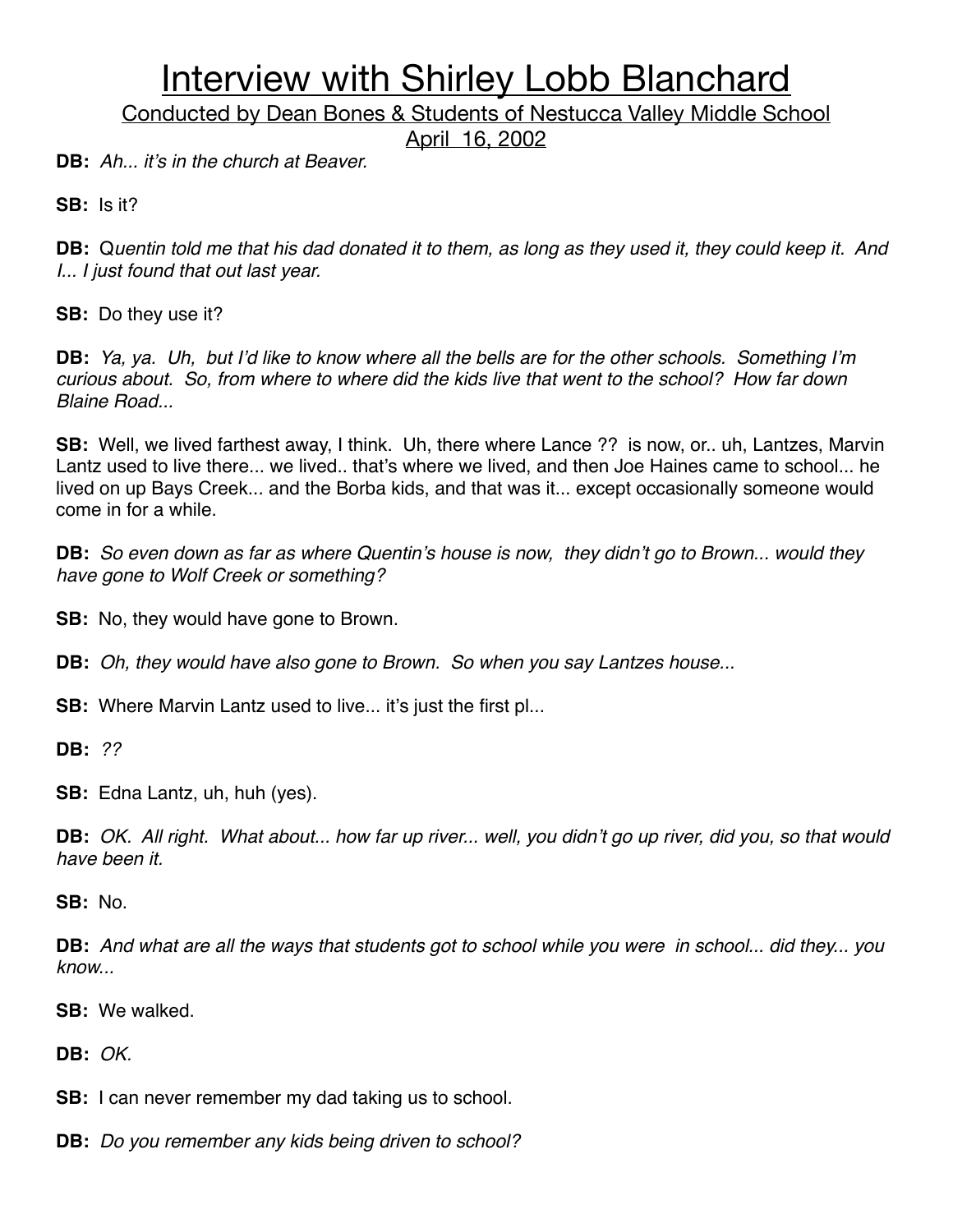# Interview with Shirley Lobb Blanchard

Conducted by Dean Bones & Students of Nestucca Valley Middle School

April 16, 2002

**DB:** *Ah... it's in the church at Beaver.*

**SB:** Is it?

**DB:** Q*uentin told me that his dad donated it to them, as long as they used it, they could keep it. And I... I just found that out last year.*

**SB:** Do they use it?

**DB:** *Ya, ya. Uh, but I'd like to know where all the bells are for the other schools. Something I'm curious about. So, from where to where did the kids live that went to the school? How far down Blaine Road...*

**SB:** Well, we lived farthest away, I think. Uh, there where Lance ?? is now, or.. uh, Lantzes, Marvin Lantz used to live there... we lived.. that's where we lived, and then Joe Haines came to school... he lived on up Bays Creek... and the Borba kids, and that was it... except occasionally someone would come in for a while.

**DB:** *So even down as far as where Quentin's house is now, they didn't go to Brown... would they have gone to Wolf Creek or something?*

**SB:** No, they would have gone to Brown.

**DB:** *Oh, they would have also gone to Brown. So when you say Lantzes house...*

**SB:** Where Marvin Lantz used to live... it's just the first pl...

**DB:** *??*

**SB:** Edna Lantz, uh, huh (yes).

**DB:** *OK. All right. What about... how far up river... well, you didn't go up river, did you, so that would have been it.*

**SB:** No.

**DB:** *And what are all the ways that students got to school while you were in school... did they... you know...*

**SB:** We walked.

**DB:** *OK.*

**SB:** I can never remember my dad taking us to school.

**DB:** *Do you remember any kids being driven to school?*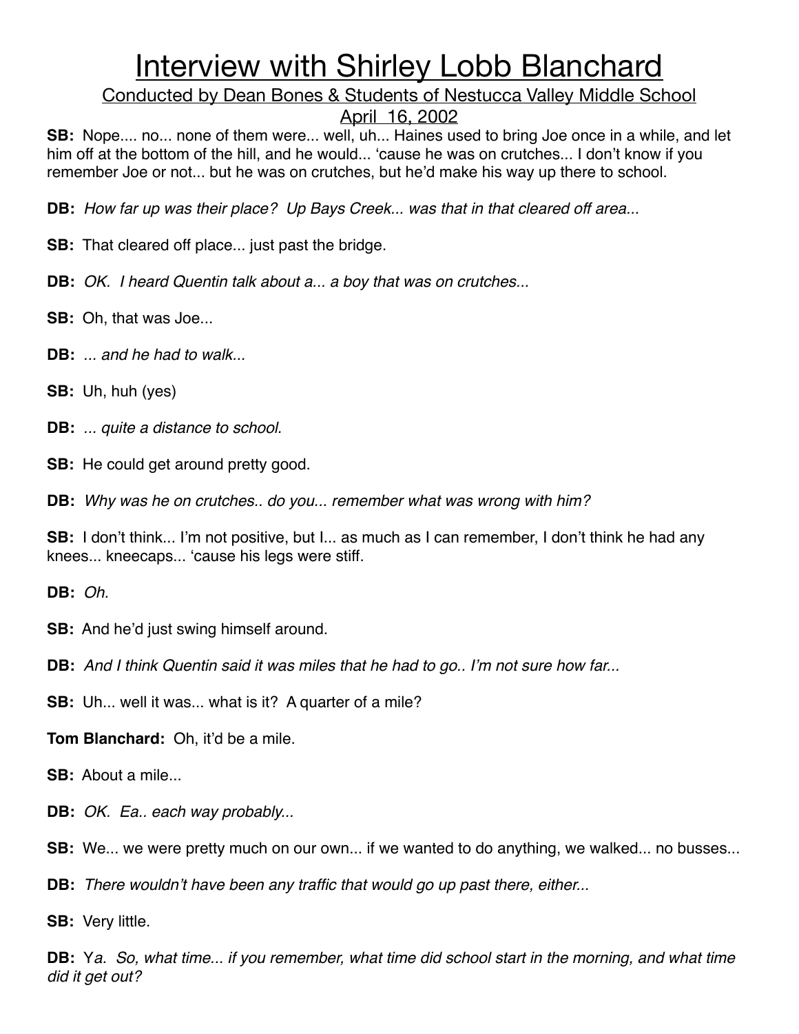# Interview with Shirley Lobb Blanchard

Conducted by Dean Bones & Students of Nestucca Valley Middle School

April 16, 2002

**SB:** Nope.... no... none of them were... well, uh... Haines used to bring Joe once in a while, and let him off at the bottom of the hill, and he would... 'cause he was on crutches... I don't know if you remember Joe or not... but he was on crutches, but he'd make his way up there to school.

**DB:** *How far up was their place? Up Bays Creek... was that in that cleared off area...*

**SB:** That cleared off place... just past the bridge.

**DB:** *OK. I heard Quentin talk about a... a boy that was on crutches...*

**SB:** Oh, that was Joe...

**DB:** *... and he had to walk...*

**SB:** Uh, huh (yes)

**DB:** *... quite a distance to school.*

**SB:** He could get around pretty good.

**DB:** *Why was he on crutches.. do you... remember what was wrong with him?*

**SB:** I don't think... I'm not positive, but I... as much as I can remember, I don't think he had any knees... kneecaps... 'cause his legs were stiff.

**DB:** *Oh.*

**SB:** And he'd just swing himself around.

**DB:** *And I think Quentin said it was miles that he had to go.. I'm not sure how far...*

**SB:** Uh... well it was... what is it? A quarter of a mile?

**Tom Blanchard:** Oh, it'd be a mile.

**SB:** About a mile...

**DB:** *OK. Ea.. each way probably...*

**SB:** We... we were pretty much on our own... if we wanted to do anything, we walked... no busses...

**DB:** *There wouldn't have been any traffic that would go up past there, either...*

**SB:** Very little.

**DB:** Y*a. So, what time... if you remember, what time did school start in the morning, and what time did it get out?*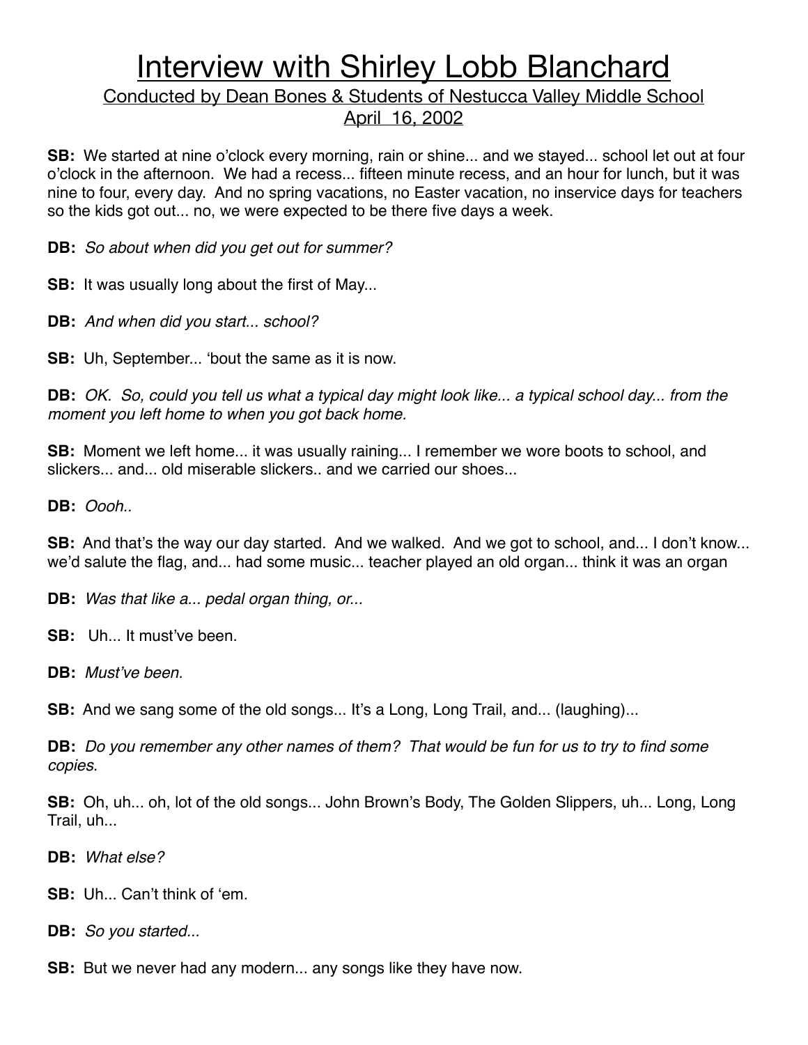# Interview with Shirley Lobb Blanchard

## Conducted by Dean Bones & Students of Nestucca Valley Middle School
## April 16, 2002

**SB:** We started at nine o'clock every morning, rain or shine... and we stayed... school let out at four o'clock in the afternoon. We had a recess... fifteen minute recess, and an hour for lunch, but it was nine to four, every day. And no spring vacations, no Easter vacation, no inservice days for teachers so the kids got out... no, we were expected to be there five days a week.

**DB:** *So about when did you get out for summer?*

**SB:** It was usually long about the first of May...

**DB:** *And when did you start... school?*

**SB:** Uh, September... 'bout the same as it is now.

**DB:** *OK. So, could you tell us what a typical day might look like... a typical school day... from the moment you left home to when you got back home.*

**SB:** Moment we left home... it was usually raining... I remember we wore boots to school, and slickers... and... old miserable slickers.. and we carried our shoes...

**DB:** *Oooh..*

**SB:** And that's the way our day started. And we walked. And we got to school, and... I don't know... we'd salute the flag, and... had some music... teacher played an old organ... think it was an organ

**DB:** *Was that like a... pedal organ thing, or...*

**SB:** Uh... It must've been.

**DB:** *Must've been.*

**SB:** And we sang some of the old songs... It's a Long, Long Trail, and... (laughing)...

**DB:** *Do you remember any other names of them? That would be fun for us to try to find some copies.*

**SB:** Oh, uh... oh, lot of the old songs... John Brown's Body, The Golden Slippers, uh... Long, Long Trail, uh...

**DB:** *What else?*

**SB:** Uh... Can't think of 'em.

**DB:** *So you started...*

**SB:** But we never had any modern... any songs like they have now.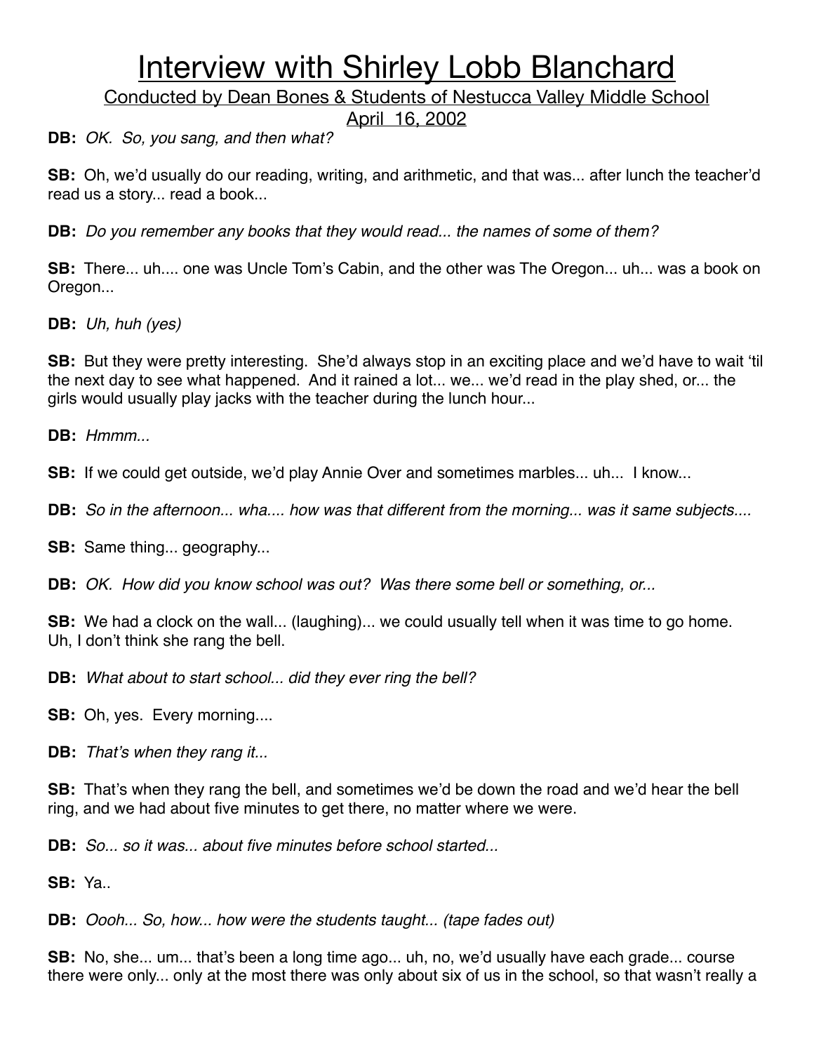# Interview with Shirley Lobb Blanchard

Conducted by Dean Bones & Students of Nestucca Valley Middle School
April 16, 2002

**DB:** *OK. So, you sang, and then what?*

**SB:** Oh, we'd usually do our reading, writing, and arithmetic, and that was... after lunch the teacher'd read us a story... read a book...

**DB:** *Do you remember any books that they would read... the names of some of them?*

**SB:** There... uh.... one was Uncle Tom's Cabin, and the other was The Oregon... uh... was a book on Oregon...

**DB:** *Uh, huh (yes)*

**SB:** But they were pretty interesting. She'd always stop in an exciting place and we'd have to wait 'til the next day to see what happened. And it rained a lot... we... we'd read in the play shed, or... the girls would usually play jacks with the teacher during the lunch hour...

**DB:** *Hmmm...*

**SB:** If we could get outside, we'd play Annie Over and sometimes marbles... uh... I know...

**DB:** *So in the afternoon... wha.... how was that different from the morning... was it same subjects....*

**SB:** Same thing... geography...

**DB:** *OK. How did you know school was out? Was there some bell or something, or...*

**SB:** We had a clock on the wall... (laughing)... we could usually tell when it was time to go home. Uh, I don't think she rang the bell.

**DB:** *What about to start school... did they ever ring the bell?*

**SB:** Oh, yes. Every morning....

**DB:** *That's when they rang it...*

**SB:** That's when they rang the bell, and sometimes we'd be down the road and we'd hear the bell ring, and we had about five minutes to get there, no matter where we were.

**DB:** *So... so it was... about five minutes before school started...*

**SB:** Ya..

**DB:** *Oooh... So, how... how were the students taught... (tape fades out)*

**SB:** No, she... um... that's been a long time ago... uh, no, we'd usually have each grade... course there were only... only at the most there was only about six of us in the school, so that wasn't really a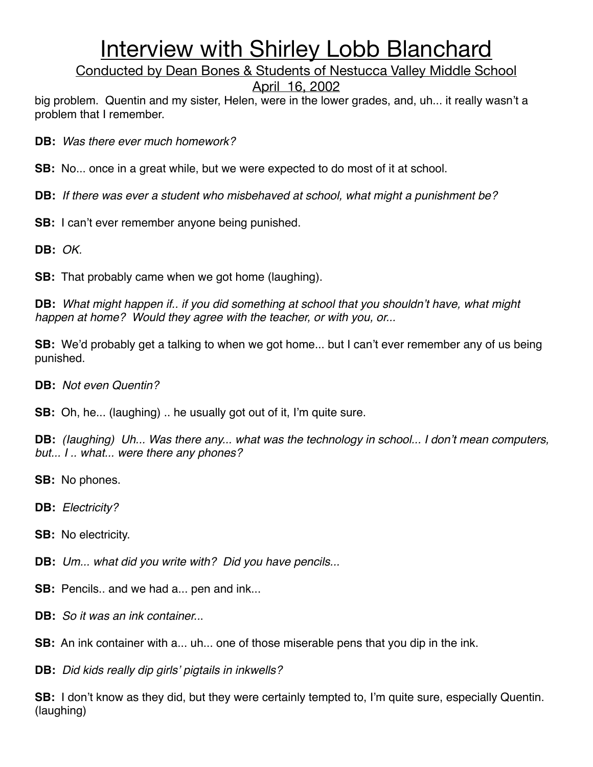big problem. Quentin and my sister, Helen, were in the lower grades, and, uh... it really wasn't a problem that I remember.

**DB:** *Was there ever much homework?*

**SB:** No... once in a great while, but we were expected to do most of it at school.

**DB:** *If there was ever a student who misbehaved at school, what might a punishment be?*

**SB:** I can't ever remember anyone being punished.

**DB:** *OK.*

**SB:** That probably came when we got home (laughing).

**DB:** *What might happen if.. if you did something at school that you shouldn't have, what might happen at home? Would they agree with the teacher, or with you, or...*

**SB:** We'd probably get a talking to when we got home... but I can't ever remember any of us being punished.

**DB:** *Not even Quentin?*

**SB:** Oh, he... (laughing) .. he usually got out of it, I'm quite sure.

**DB:** *(laughing) Uh... Was there any... what was the technology in school... I don't mean computers, but... I .. what... were there any phones?*

**SB:** No phones.

**DB:** *Electricity?*

**SB:** No electricity.

**DB:** *Um... what did you write with? Did you have pencils...*

**SB:** Pencils.. and we had a... pen and ink...

**DB:** *So it was an ink container...*

**SB:** An ink container with a... uh... one of those miserable pens that you dip in the ink.

**DB:** *Did kids really dip girls' pigtails in inkwells?*

**SB:** I don't know as they did, but they were certainly tempted to, I'm quite sure, especially Quentin. (laughing)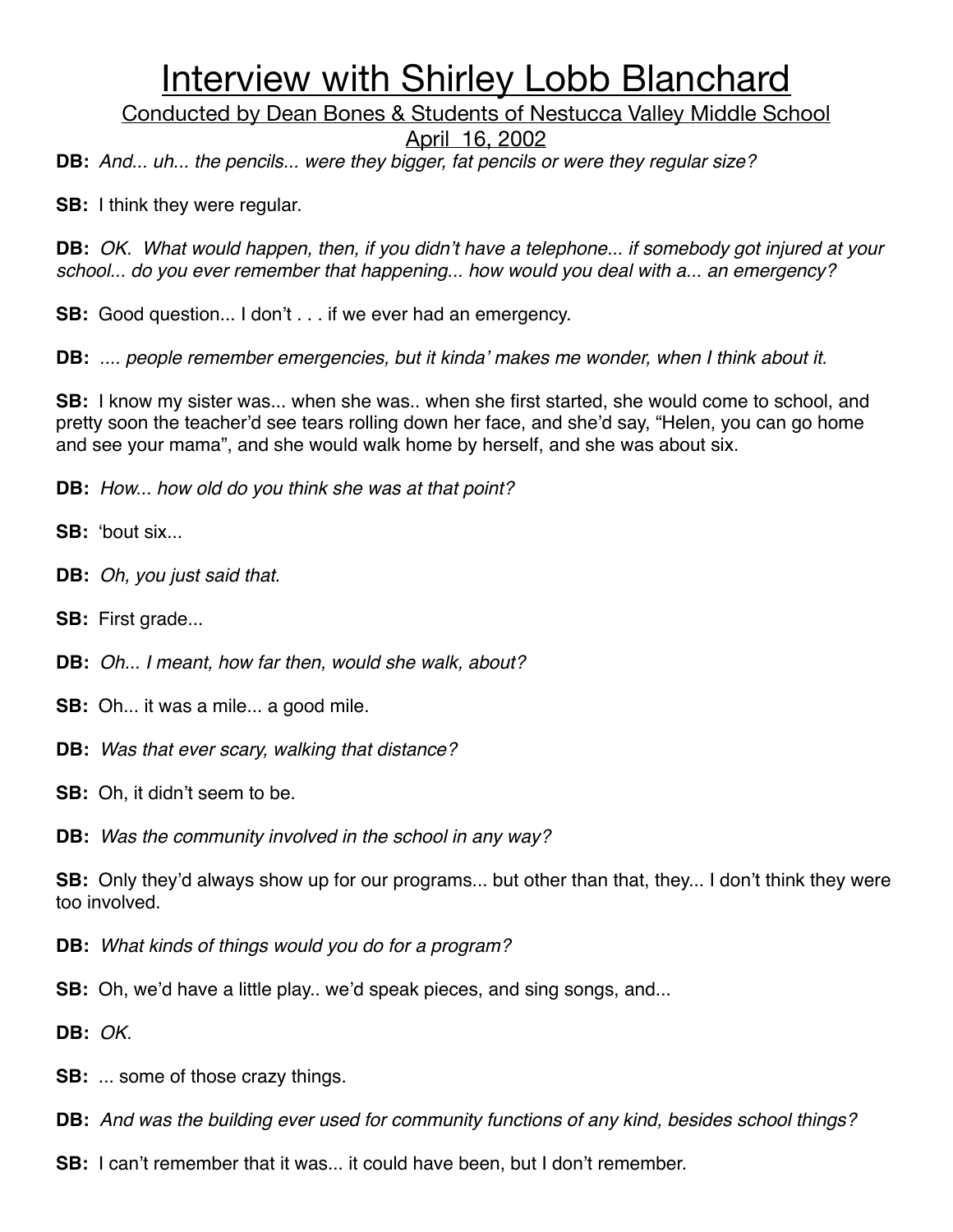# Interview with Shirley Lobb Blanchard

Conducted by Dean Bones & Students of Nestucca Valley Middle School

April 16, 2002

**DB:** *And... uh... the pencils... were they bigger, fat pencils or were they regular size?*

**SB:** I think they were regular.

**DB:** *OK. What would happen, then, if you didn't have a telephone... if somebody got injured at your school... do you ever remember that happening... how would you deal with a... an emergency?*

**SB:** Good question... I don't . . . if we ever had an emergency.

**DB:** *.... people remember emergencies, but it kinda' makes me wonder, when I think about it.*

**SB:** I know my sister was... when she was.. when she first started, she would come to school, and pretty soon the teacher'd see tears rolling down her face, and she'd say, "Helen, you can go home and see your mama", and she would walk home by herself, and she was about six.

**DB:** *How... how old do you think she was at that point?*

**SB:** 'bout six...

**DB:** *Oh, you just said that.*

**SB:** First grade...

**DB:** *Oh... I meant, how far then, would she walk, about?*

**SB:** Oh... it was a mile... a good mile.

**DB:** *Was that ever scary, walking that distance?*

**SB:** Oh, it didn't seem to be.

**DB:** *Was the community involved in the school in any way?*

**SB:** Only they'd always show up for our programs... but other than that, they... I don't think they were too involved.

**DB:** *What kinds of things would you do for a program?*

**SB:** Oh, we'd have a little play.. we'd speak pieces, and sing songs, and...

**DB:** *OK.*

**SB:** ... some of those crazy things.

**DB:** *And was the building ever used for community functions of any kind, besides school things?*

**SB:** I can't remember that it was... it could have been, but I don't remember.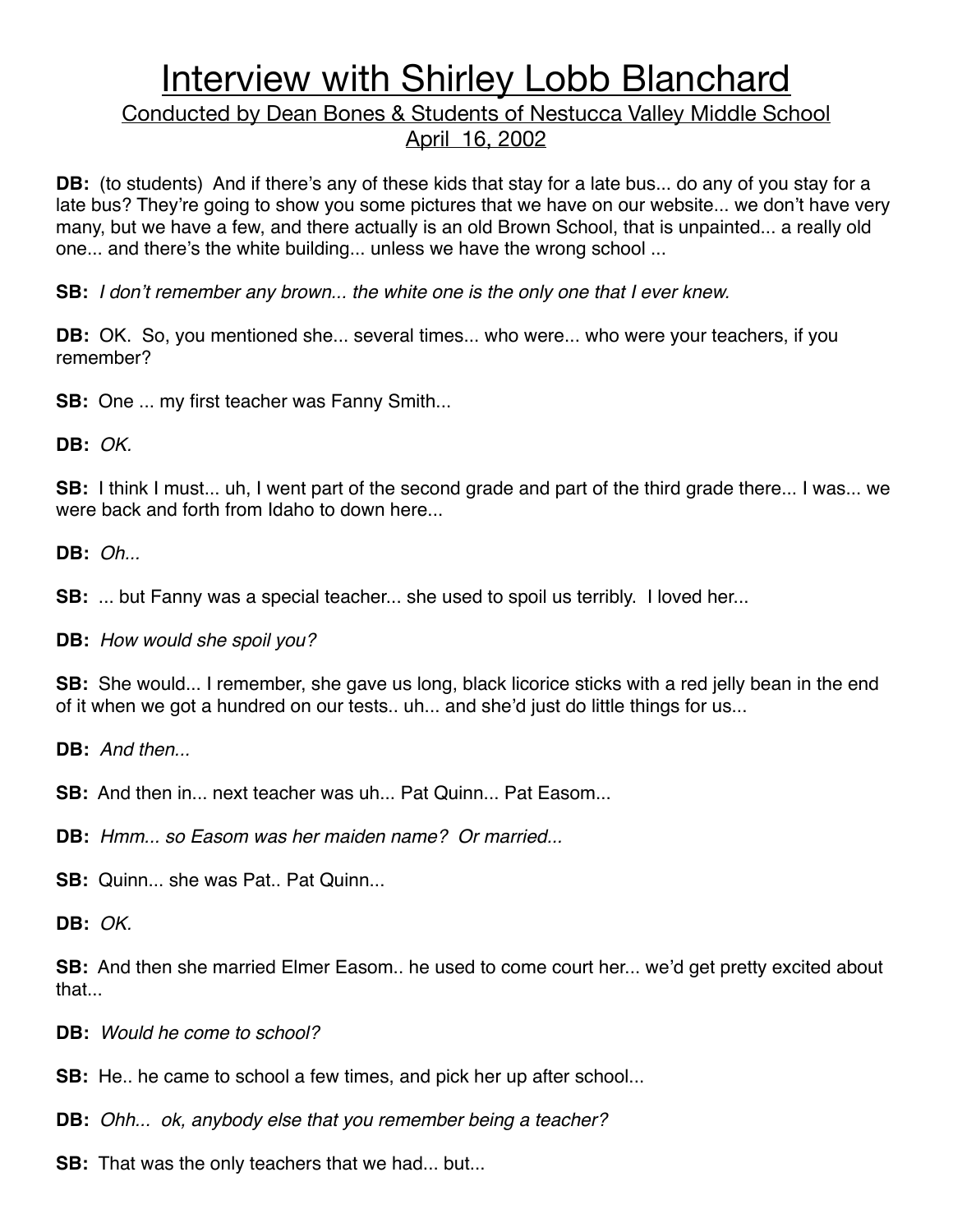# Interview with Shirley Lobb Blanchard

## Conducted by Dean Bones & Students of Nestucca Valley Middle School

## April 16, 2002

**DB:** (to students) And if there's any of these kids that stay for a late bus... do any of you stay for a late bus? They're going to show you some pictures that we have on our website... we don't have very many, but we have a few, and there actually is an old Brown School, that is unpainted... a really old one... and there's the white building... unless we have the wrong school ...

**SB:** *I don't remember any brown... the white one is the only one that I ever knew.*

**DB:** OK. So, you mentioned she... several times... who were... who were your teachers, if you remember?

**SB:** One ... my first teacher was Fanny Smith...

**DB:** *OK.*

**SB:** I think I must... uh, I went part of the second grade and part of the third grade there... I was... we were back and forth from Idaho to down here...

**DB:** *Oh...*

**SB:** ... but Fanny was a special teacher... she used to spoil us terribly. I loved her...

**DB:** *How would she spoil you?*

**SB:** She would... I remember, she gave us long, black licorice sticks with a red jelly bean in the end of it when we got a hundred on our tests.. uh... and she'd just do little things for us...

**DB:** *And then...*

**SB:** And then in... next teacher was uh... Pat Quinn... Pat Easom...

**DB:** *Hmm... so Easom was her maiden name? Or married...*

**SB:** Quinn... she was Pat.. Pat Quinn...

**DB:** *OK.*

**SB:** And then she married Elmer Easom.. he used to come court her... we'd get pretty excited about that...

**DB:** *Would he come to school?*

**SB:** He.. he came to school a few times, and pick her up after school...

**DB:** *Ohh... ok, anybody else that you remember being a teacher?*

**SB:** That was the only teachers that we had... but...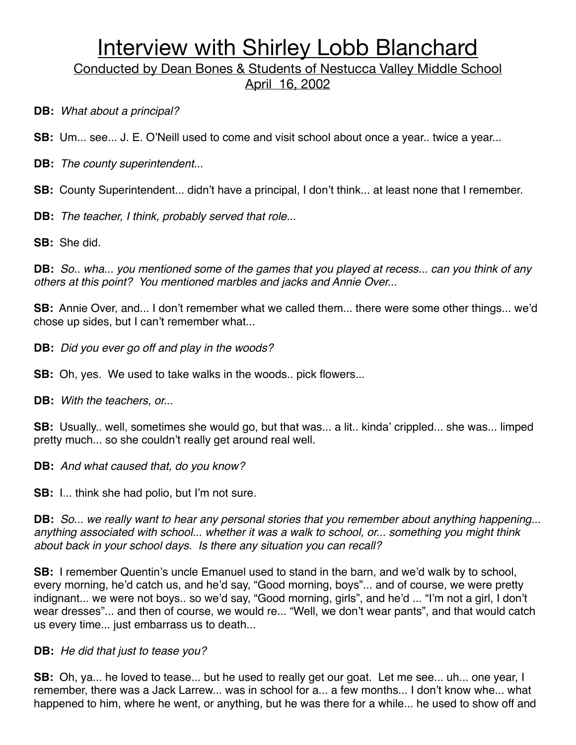# Interview with Shirley Lobb Blanchard

Conducted by Dean Bones & Students of Nestucca Valley Middle School
April 16, 2002

**DB:** *What about a principal?*

**SB:** Um... see... J. E. O'Neill used to come and visit school about once a year.. twice a year...

**DB:** *The county superintendent...*

**SB:** County Superintendent... didn't have a principal, I don't think... at least none that I remember.

**DB:** *The teacher, I think, probably served that role...*

**SB:** She did.

**DB:** *So.. wha... you mentioned some of the games that you played at recess... can you think of any others at this point? You mentioned marbles and jacks and Annie Over...*

**SB:** Annie Over, and... I don't remember what we called them... there were some other things... we'd chose up sides, but I can't remember what...

**DB:** *Did you ever go off and play in the woods?*

**SB:** Oh, yes. We used to take walks in the woods.. pick flowers...

**DB:** *With the teachers, or...*

**SB:** Usually.. well, sometimes she would go, but that was... a lit.. kinda' crippled... she was... limped pretty much... so she couldn't really get around real well.

**DB:** *And what caused that, do you know?*

**SB:** I... think she had polio, but I'm not sure.

**DB:** *So... we really want to hear any personal stories that you remember about anything happening... anything associated with school... whether it was a walk to school, or... something you might think about back in your school days. Is there any situation you can recall?*

**SB:** I remember Quentin's uncle Emanuel used to stand in the barn, and we'd walk by to school, every morning, he'd catch us, and he'd say, "Good morning, boys"... and of course, we were pretty indignant... we were not boys.. so we'd say, "Good morning, girls", and he'd ... "I'm not a girl, I don't wear dresses"... and then of course, we would re... "Well, we don't wear pants", and that would catch us every time... just embarrass us to death...

**DB:** *He did that just to tease you?*

**SB:** Oh, ya... he loved to tease... but he used to really get our goat. Let me see... uh... one year, I remember, there was a Jack Larrew... was in school for a... a few months... I don't know whe... what happened to him, where he went, or anything, but he was there for a while... he used to show off and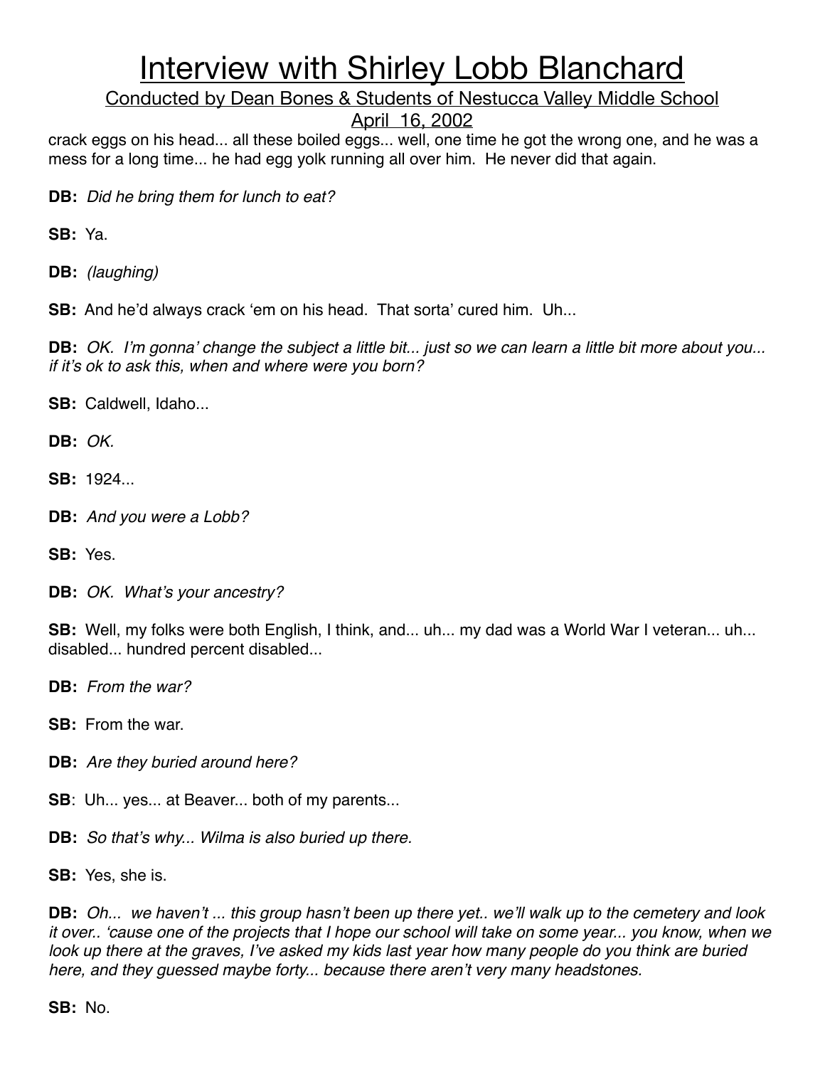crack eggs on his head... all these boiled eggs... well, one time he got the wrong one, and he was a mess for a long time... he had egg yolk running all over him. He never did that again.

**DB:** *Did he bring them for lunch to eat?*

**SB:** Ya.

**DB:** *(laughing)*

**SB:** And he'd always crack 'em on his head. That sorta' cured him. Uh...

**DB:** *OK. I'm gonna' change the subject a little bit... just so we can learn a little bit more about you... if it's ok to ask this, when and where were you born?*

**SB:** Caldwell, Idaho...

**DB:** *OK.*

**SB:** 1924...

**DB:** *And you were a Lobb?*

**SB:** Yes.

**DB:** *OK. What's your ancestry?*

**SB:** Well, my folks were both English, I think, and... uh... my dad was a World War I veteran... uh... disabled... hundred percent disabled...

**DB:** *From the war?*

**SB:** From the war.

**DB:** *Are they buried around here?*

**SB**: Uh... yes... at Beaver... both of my parents...

**DB:** *So that's why... Wilma is also buried up there.*

**SB:** Yes, she is.

**DB:** *Oh... we haven't ... this group hasn't been up there yet.. we'll walk up to the cemetery and look it over.. 'cause one of the projects that I hope our school will take on some year... you know, when we look up there at the graves, I've asked my kids last year how many people do you think are buried here, and they guessed maybe forty... because there aren't very many headstones.*

**SB:** No.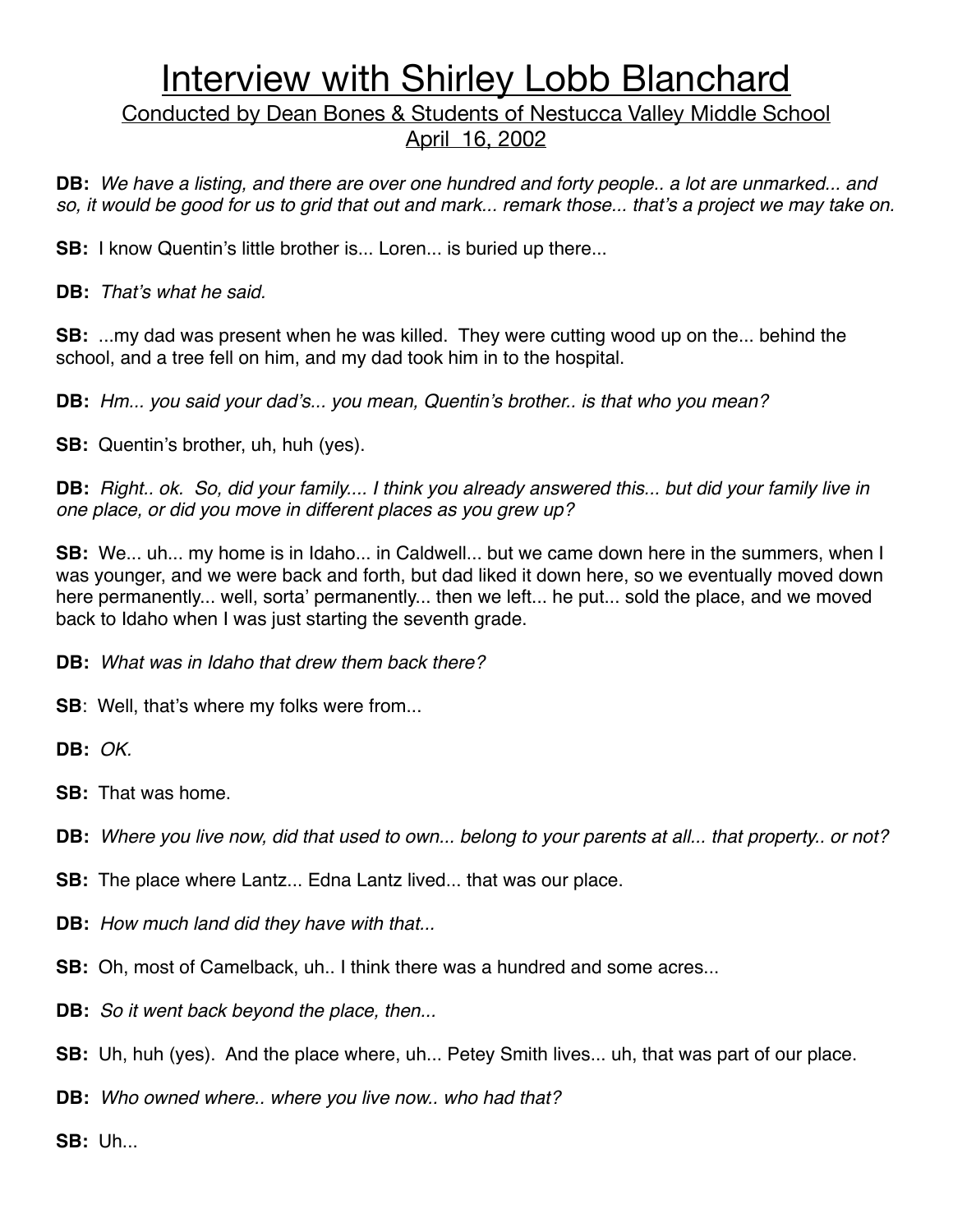# Interview with Shirley Lobb Blanchard

Conducted by Dean Bones & Students of Nestucca Valley Middle School
April 16, 2002

**DB:** *We have a listing, and there are over one hundred and forty people.. a lot are unmarked... and so, it would be good for us to grid that out and mark... remark those... that's a project we may take on.*

**SB:** I know Quentin's little brother is... Loren... is buried up there...

**DB:** *That's what he said.*

**SB:** ...my dad was present when he was killed. They were cutting wood up on the... behind the school, and a tree fell on him, and my dad took him in to the hospital.

**DB:** *Hm... you said your dad's... you mean, Quentin's brother.. is that who you mean?*

**SB:** Quentin's brother, uh, huh (yes).

**DB:** *Right.. ok. So, did your family.... I think you already answered this... but did your family live in one place, or did you move in different places as you grew up?*

**SB:** We... uh... my home is in Idaho... in Caldwell... but we came down here in the summers, when I was younger, and we were back and forth, but dad liked it down here, so we eventually moved down here permanently... well, sorta' permanently... then we left... he put... sold the place, and we moved back to Idaho when I was just starting the seventh grade.

**DB:** *What was in Idaho that drew them back there?*

**SB**: Well, that's where my folks were from...

**DB:** *OK.*

**SB:** That was home.

**DB:** *Where you live now, did that used to own... belong to your parents at all... that property.. or not?*

**SB:** The place where Lantz... Edna Lantz lived... that was our place.

**DB:** *How much land did they have with that...*

**SB:** Oh, most of Camelback, uh.. I think there was a hundred and some acres...

**DB:** *So it went back beyond the place, then...*

**SB:** Uh, huh (yes). And the place where, uh... Petey Smith lives... uh, that was part of our place.

**DB:** *Who owned where.. where you live now.. who had that?*

**SB:** Uh...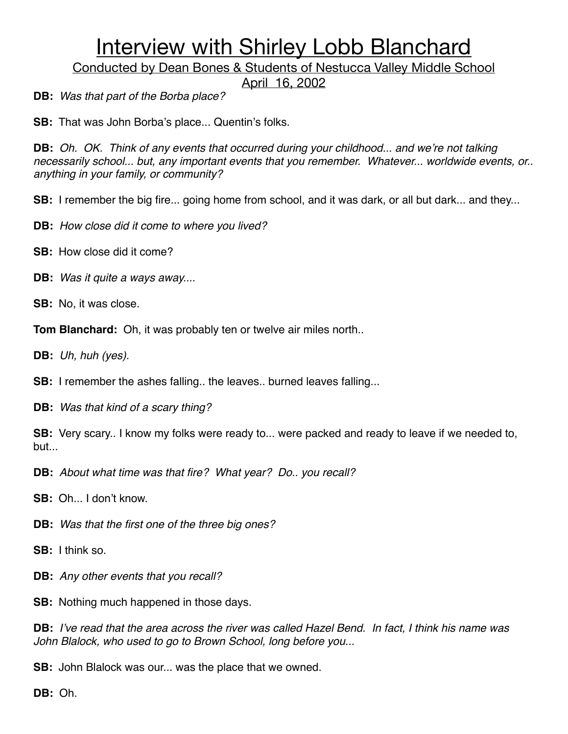# Interview with Shirley Lobb Blanchard

Conducted by Dean Bones & Students of Nestucca Valley Middle School
April 16, 2002

**DB:** *Was that part of the Borba place?*

**SB:** That was John Borba's place... Quentin's folks.

**DB:** *Oh. OK. Think of any events that occurred during your childhood... and we're not talking necessarily school... but, any important events that you remember. Whatever... worldwide events, or.. anything in your family, or community?*

**SB:** I remember the big fire... going home from school, and it was dark, or all but dark... and they...

**DB:** *How close did it come to where you lived?*

**SB:** How close did it come?

**DB:** *Was it quite a ways away....*

**SB:** No, it was close.

**Tom Blanchard:** Oh, it was probably ten or twelve air miles north..

**DB:** *Uh, huh (yes).*

**SB:** I remember the ashes falling.. the leaves.. burned leaves falling...

**DB:** *Was that kind of a scary thing?*

**SB:** Very scary.. I know my folks were ready to... were packed and ready to leave if we needed to, but...

**DB:** *About what time was that fire? What year? Do.. you recall?*

**SB:** Oh... I don't know.

**DB:** *Was that the first one of the three big ones?*

**SB:** I think so.

**DB:** *Any other events that you recall?*

**SB:** Nothing much happened in those days.

**DB:** *I've read that the area across the river was called Hazel Bend. In fact, I think his name was John Blalock, who used to go to Brown School, long before you...*

**SB:** John Blalock was our... was the place that we owned.

**DB:** Oh.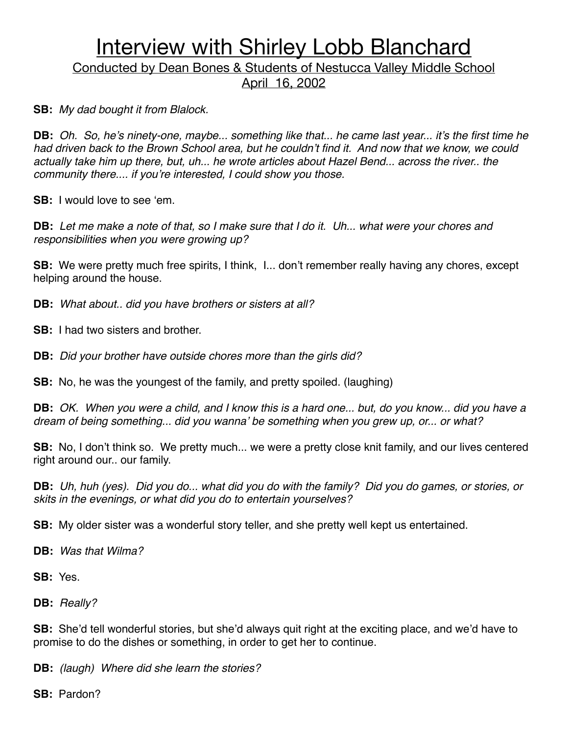# Interview with Shirley Lobb Blanchard

Conducted by Dean Bones & Students of Nestucca Valley Middle School
April 16, 2002

**SB:** *My dad bought it from Blalock.*

**DB:** *Oh. So, he's ninety-one, maybe... something like that... he came last year... it's the first time he had driven back to the Brown School area, but he couldn't find it. And now that we know, we could actually take him up there, but, uh... he wrote articles about Hazel Bend... across the river.. the community there.... if you're interested, I could show you those.*

**SB:** I would love to see 'em.

**DB:** *Let me make a note of that, so I make sure that I do it. Uh... what were your chores and responsibilities when you were growing up?*

**SB:** We were pretty much free spirits, I think, I... don't remember really having any chores, except helping around the house.

**DB:** *What about.. did you have brothers or sisters at all?*

**SB:** I had two sisters and brother.

**DB:** *Did your brother have outside chores more than the girls did?*

**SB:** No, he was the youngest of the family, and pretty spoiled. (laughing)

**DB:** *OK. When you were a child, and I know this is a hard one... but, do you know... did you have a dream of being something... did you wanna' be something when you grew up, or... or what?*

**SB:** No, I don't think so. We pretty much... we were a pretty close knit family, and our lives centered right around our.. our family.

**DB:** *Uh, huh (yes). Did you do... what did you do with the family? Did you do games, or stories, or skits in the evenings, or what did you do to entertain yourselves?*

**SB:** My older sister was a wonderful story teller, and she pretty well kept us entertained.

**DB:** *Was that Wilma?*

**SB:** Yes.

**DB:** *Really?*

**SB:** She'd tell wonderful stories, but she'd always quit right at the exciting place, and we'd have to promise to do the dishes or something, in order to get her to continue.

**DB:** *(laugh) Where did she learn the stories?*

**SB:** Pardon?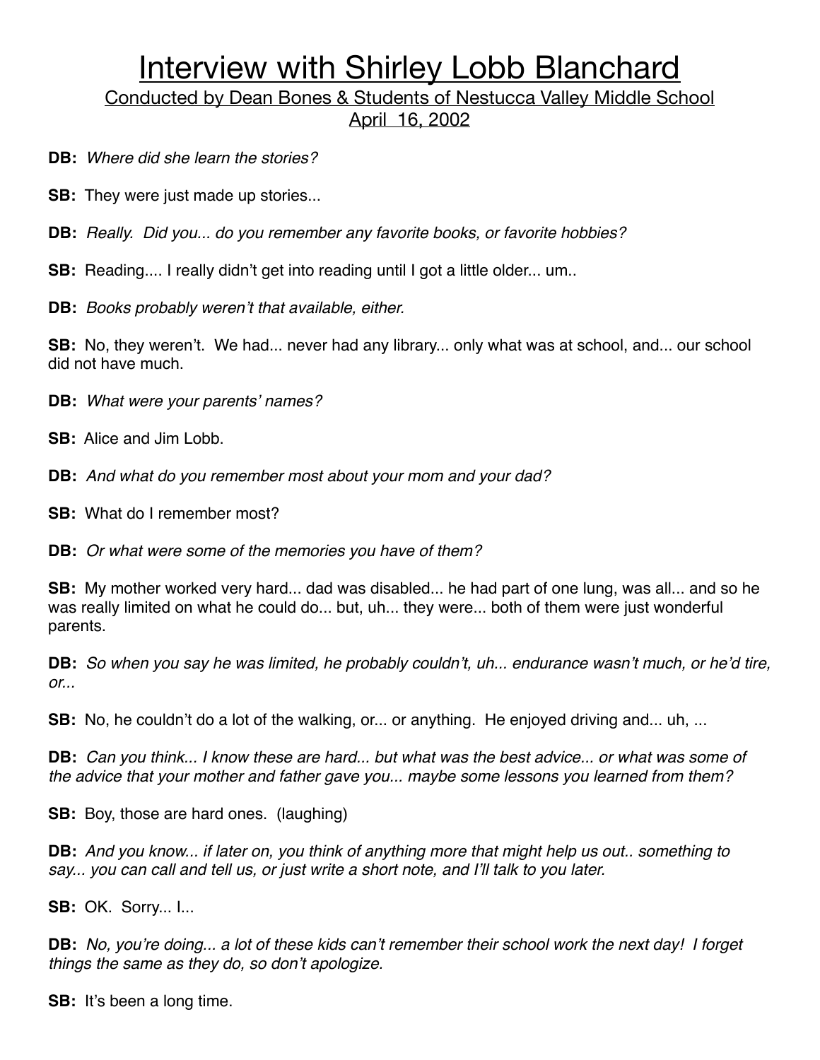# Interview with Shirley Lobb Blanchard

Conducted by Dean Bones & Students of Nestucca Valley Middle School
April 16, 2002

**DB:** *Where did she learn the stories?*

**SB:** They were just made up stories...

**DB:** *Really. Did you... do you remember any favorite books, or favorite hobbies?*

**SB:** Reading.... I really didn't get into reading until I got a little older... um..

**DB:** *Books probably weren't that available, either.*

**SB:** No, they weren't. We had... never had any library... only what was at school, and... our school did not have much.

**DB:** *What were your parents' names?*

**SB:** Alice and Jim Lobb.

**DB:** *And what do you remember most about your mom and your dad?*

**SB:** What do I remember most?

**DB:** *Or what were some of the memories you have of them?*

**SB:** My mother worked very hard... dad was disabled... he had part of one lung, was all... and so he was really limited on what he could do... but, uh... they were... both of them were just wonderful parents.

**DB:** *So when you say he was limited, he probably couldn't, uh... endurance wasn't much, or he'd tire, or...*

**SB:** No, he couldn't do a lot of the walking, or... or anything. He enjoyed driving and... uh, ...

**DB:** *Can you think... I know these are hard... but what was the best advice... or what was some of the advice that your mother and father gave you... maybe some lessons you learned from them?*

**SB:** Boy, those are hard ones. (laughing)

**DB:** *And you know... if later on, you think of anything more that might help us out.. something to say... you can call and tell us, or just write a short note, and I'll talk to you later.*

**SB:** OK. Sorry... I...

**DB:** *No, you're doing... a lot of these kids can't remember their school work the next day! I forget things the same as they do, so don't apologize.*

**SB:** It's been a long time.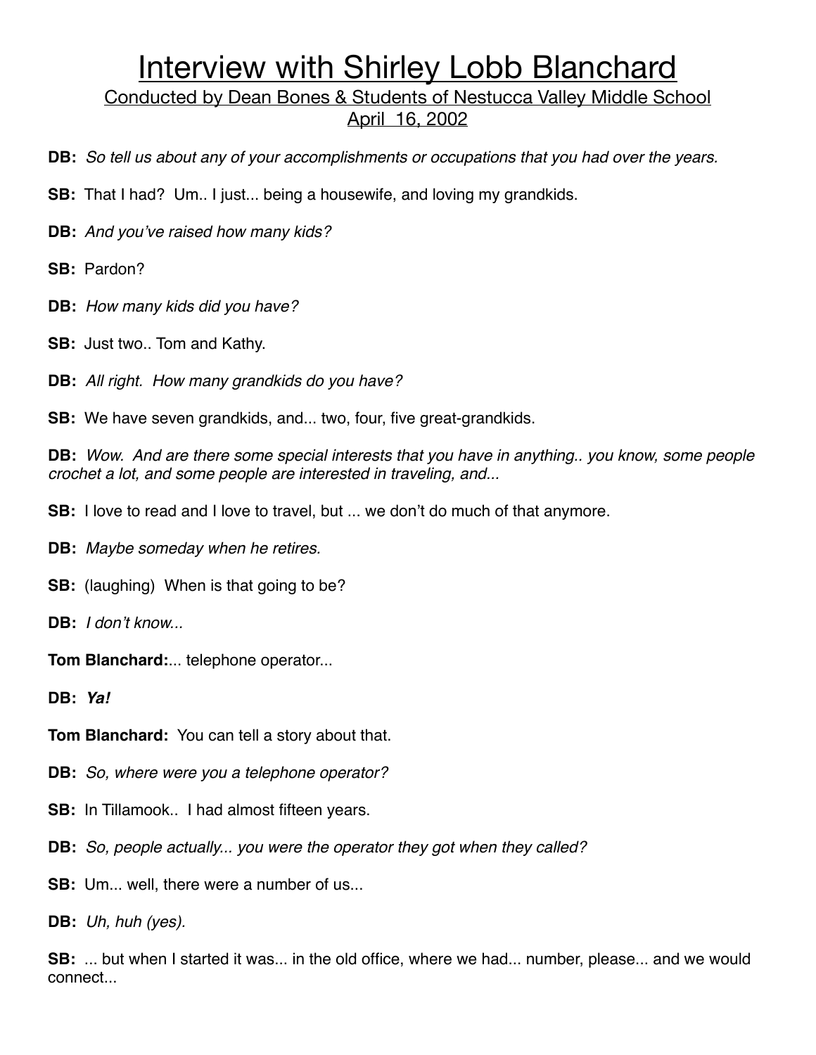# Interview with Shirley Lobb Blanchard

## Conducted by Dean Bones & Students of Nestucca Valley Middle School
## April 16, 2002

**DB:** *So tell us about any of your accomplishments or occupations that you had over the years.*

**SB:** That I had? Um.. I just... being a housewife, and loving my grandkids.

**DB:** *And you've raised how many kids?*

**SB:** Pardon?

**DB:** *How many kids did you have?*

**SB:** Just two.. Tom and Kathy.

**DB:** *All right. How many grandkids do you have?*

**SB:** We have seven grandkids, and... two, four, five great-grandkids.

**DB:** *Wow. And are there some special interests that you have in anything.. you know, some people crochet a lot, and some people are interested in traveling, and...*

**SB:** I love to read and I love to travel, but ... we don't do much of that anymore.

**DB:** *Maybe someday when he retires.*

**SB:** (laughing) When is that going to be?

**DB:** *I don't know...*

**Tom Blanchard:**... telephone operator...

**DB:** ***Ya!***

**Tom Blanchard:** You can tell a story about that.

**DB:** *So, where were you a telephone operator?*

**SB:** In Tillamook.. I had almost fifteen years.

**DB:** *So, people actually... you were the operator they got when they called?*

**SB:** Um... well, there were a number of us...

**DB:** *Uh, huh (yes).*

**SB:** ... but when I started it was... in the old office, where we had... number, please... and we would connect...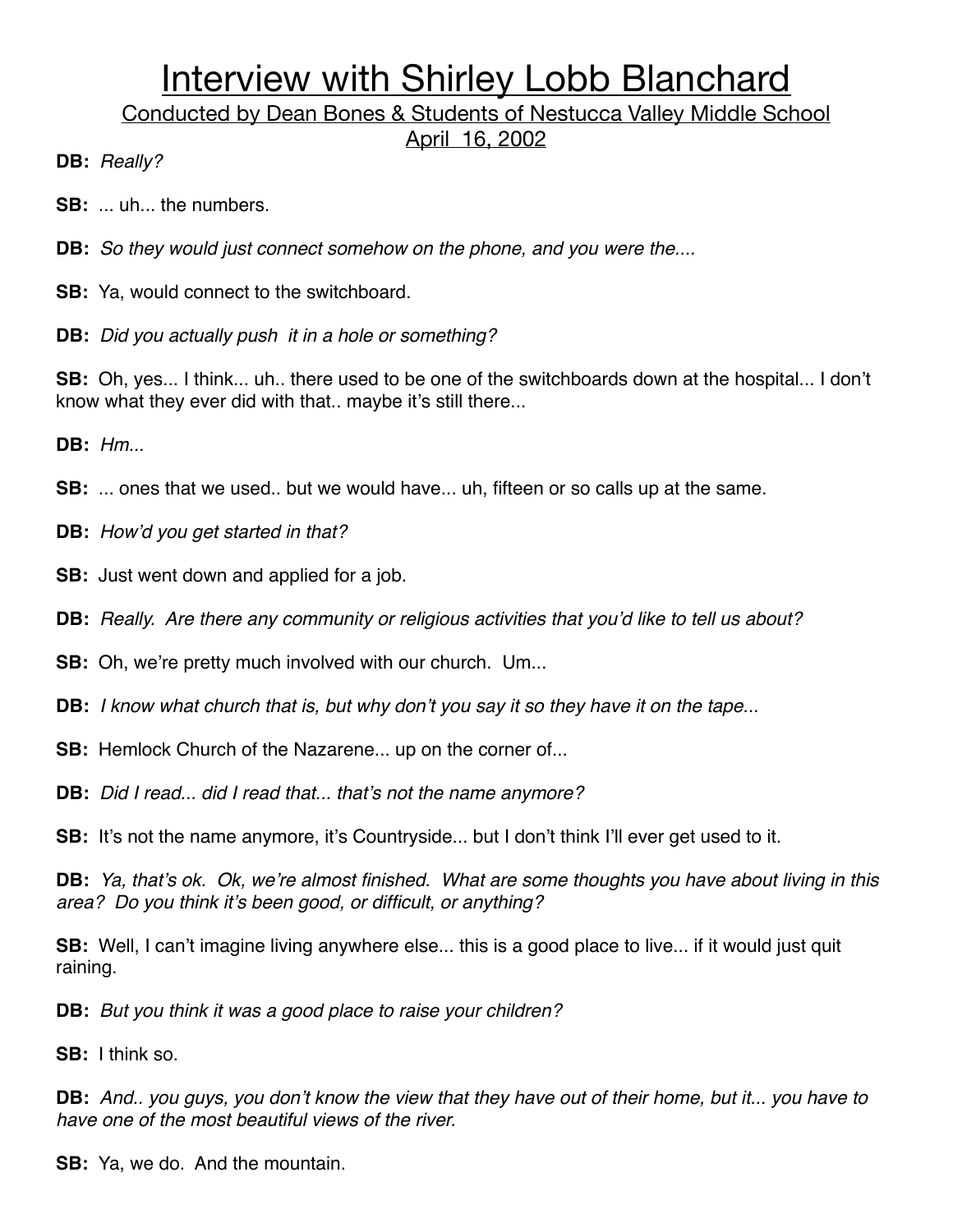# Interview with Shirley Lobb Blanchard

Conducted by Dean Bones & Students of Nestucca Valley Middle School
April 16, 2002

**DB:** *Really?*

**SB:** ... uh... the numbers.

**DB:** *So they would just connect somehow on the phone, and you were the....*

**SB:** Ya, would connect to the switchboard.

**DB:** *Did you actually push it in a hole or something?*

**SB:** Oh, yes... I think... uh.. there used to be one of the switchboards down at the hospital... I don't know what they ever did with that.. maybe it's still there...

**DB:** *Hm...*

**SB:** ... ones that we used.. but we would have... uh, fifteen or so calls up at the same.

**DB:** *How'd you get started in that?*

**SB:** Just went down and applied for a job.

**DB:** *Really. Are there any community or religious activities that you'd like to tell us about?*

**SB:** Oh, we're pretty much involved with our church. Um...

**DB:** *I know what church that is, but why don't you say it so they have it on the tape...*

**SB:** Hemlock Church of the Nazarene... up on the corner of...

**DB:** *Did I read... did I read that... that's not the name anymore?*

**SB:** It's not the name anymore, it's Countryside... but I don't think I'll ever get used to it.

**DB:** *Ya, that's ok. Ok, we're almost finished. What are some thoughts you have about living in this area? Do you think it's been good, or difficult, or anything?*

**SB:** Well, I can't imagine living anywhere else... this is a good place to live... if it would just quit raining.

**DB:** *But you think it was a good place to raise your children?*

**SB:** I think so.

**DB:** *And.. you guys, you don't know the view that they have out of their home, but it... you have to have one of the most beautiful views of the river.*

**SB:** Ya, we do. And the mountain.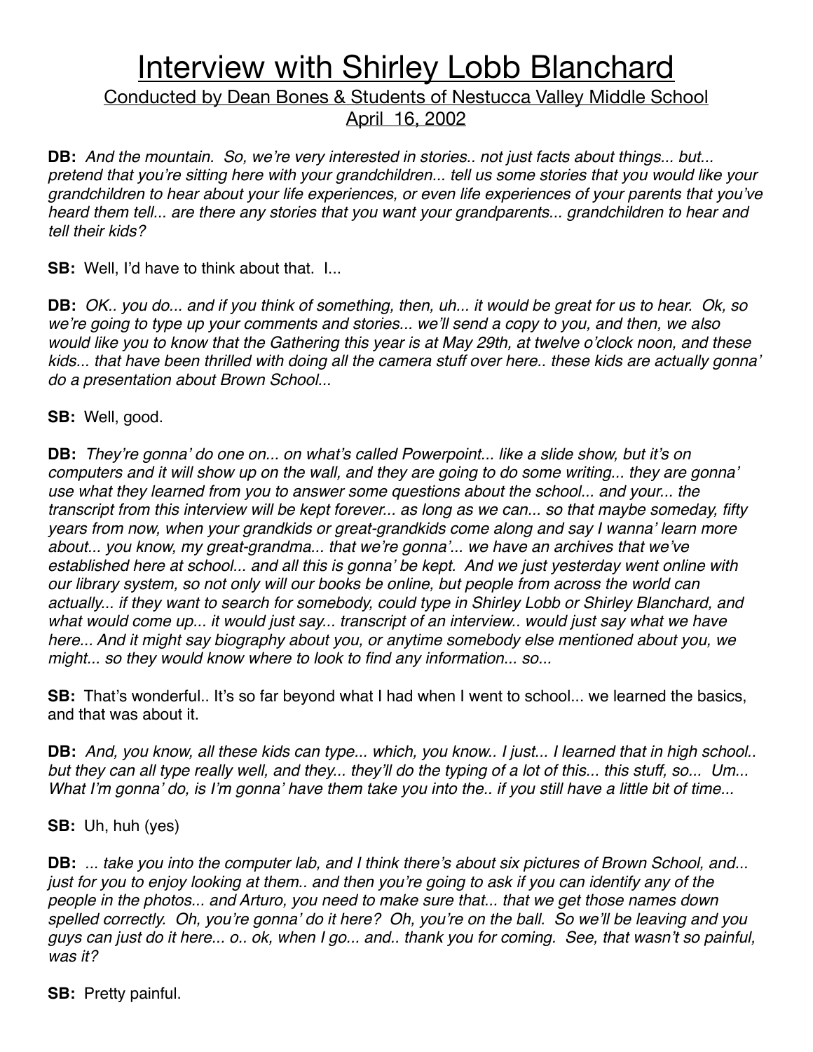# Interview with Shirley Lobb Blanchard

Conducted by Dean Bones & Students of Nestucca Valley Middle School
April 16, 2002

**DB:** *And the mountain. So, we're very interested in stories.. not just facts about things... but... pretend that you're sitting here with your grandchildren... tell us some stories that you would like your grandchildren to hear about your life experiences, or even life experiences of your parents that you've heard them tell... are there any stories that you want your grandparents... grandchildren to hear and tell their kids?*

**SB:** Well, I'd have to think about that. I...

**DB:** *OK.. you do... and if you think of something, then, uh... it would be great for us to hear. Ok, so we're going to type up your comments and stories... we'll send a copy to you, and then, we also would like you to know that the Gathering this year is at May 29th, at twelve o'clock noon, and these kids... that have been thrilled with doing all the camera stuff over here.. these kids are actually gonna' do a presentation about Brown School...*

**SB:** Well, good.

**DB:** *They're gonna' do one on... on what's called Powerpoint... like a slide show, but it's on computers and it will show up on the wall, and they are going to do some writing... they are gonna' use what they learned from you to answer some questions about the school... and your... the transcript from this interview will be kept forever... as long as we can... so that maybe someday, fifty years from now, when your grandkids or great-grandkids come along and say I wanna' learn more about... you know, my great-grandma... that we're gonna'... we have an archives that we've established here at school... and all this is gonna' be kept. And we just yesterday went online with our library system, so not only will our books be online, but people from across the world can actually... if they want to search for somebody, could type in Shirley Lobb or Shirley Blanchard, and what would come up... it would just say... transcript of an interview.. would just say what we have here... And it might say biography about you, or anytime somebody else mentioned about you, we might... so they would know where to look to find any information... so...*

**SB:** That's wonderful.. It's so far beyond what I had when I went to school... we learned the basics, and that was about it.

**DB:** *And, you know, all these kids can type... which, you know.. I just... I learned that in high school.. but they can all type really well, and they... they'll do the typing of a lot of this... this stuff, so... Um... What I'm gonna' do, is I'm gonna' have them take you into the.. if you still have a little bit of time...*

**SB:** Uh, huh (yes)

**DB:** *... take you into the computer lab, and I think there's about six pictures of Brown School, and... just for you to enjoy looking at them.. and then you're going to ask if you can identify any of the people in the photos... and Arturo, you need to make sure that... that we get those names down spelled correctly. Oh, you're gonna' do it here? Oh, you're on the ball. So we'll be leaving and you guys can just do it here... o.. ok, when I go... and.. thank you for coming. See, that wasn't so painful, was it?*

**SB:** Pretty painful.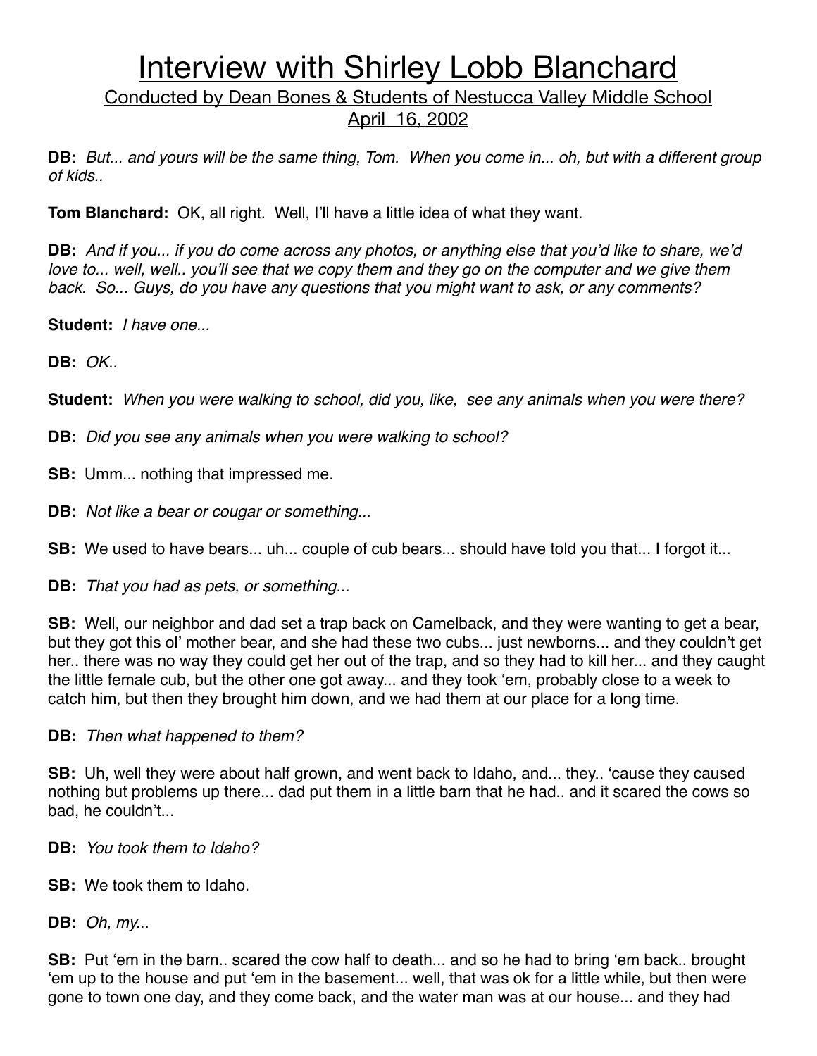# Interview with Shirley Lobb Blanchard

Conducted by Dean Bones & Students of Nestucca Valley Middle School
April 16, 2002

**DB:** *But... and yours will be the same thing, Tom. When you come in... oh, but with a different group of kids..*

**Tom Blanchard:** OK, all right. Well, I'll have a little idea of what they want.

**DB:** *And if you... if you do come across any photos, or anything else that you'd like to share, we'd love to... well, well.. you'll see that we copy them and they go on the computer and we give them back. So... Guys, do you have any questions that you might want to ask, or any comments?*

**Student:** *I have one...*

**DB:** *OK..*

**Student:** *When you were walking to school, did you, like, see any animals when you were there?*

**DB:** *Did you see any animals when you were walking to school?*

**SB:** Umm... nothing that impressed me.

**DB:** *Not like a bear or cougar or something...*

**SB:** We used to have bears... uh... couple of cub bears... should have told you that... I forgot it...

**DB:** *That you had as pets, or something...*

**SB:** Well, our neighbor and dad set a trap back on Camelback, and they were wanting to get a bear, but they got this ol' mother bear, and she had these two cubs... just newborns... and they couldn't get her.. there was no way they could get her out of the trap, and so they had to kill her... and they caught the little female cub, but the other one got away... and they took 'em, probably close to a week to catch him, but then they brought him down, and we had them at our place for a long time.

**DB:** *Then what happened to them?*

**SB:** Uh, well they were about half grown, and went back to Idaho, and... they.. 'cause they caused nothing but problems up there... dad put them in a little barn that he had.. and it scared the cows so bad, he couldn't...

**DB:** *You took them to Idaho?*

**SB:** We took them to Idaho.

**DB:** *Oh, my...*

**SB:** Put 'em in the barn.. scared the cow half to death... and so he had to bring 'em back.. brought 'em up to the house and put 'em in the basement... well, that was ok for a little while, but then were gone to town one day, and they come back, and the water man was at our house... and they had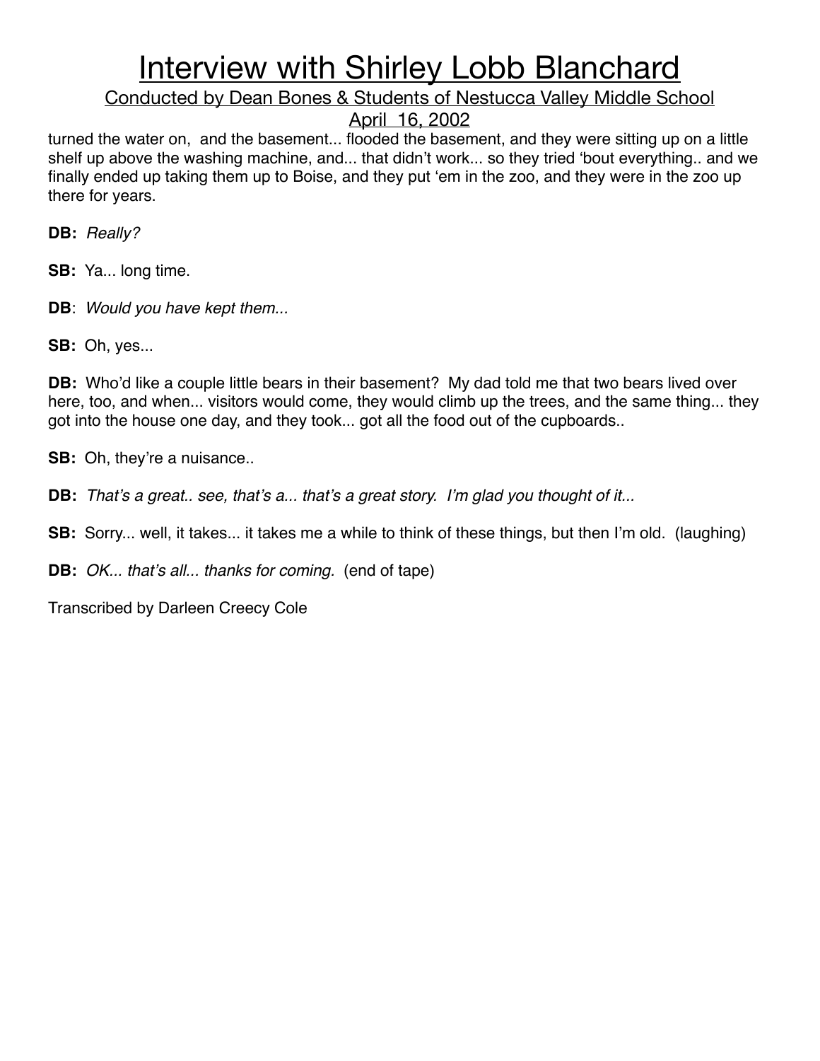turned the water on, and the basement... flooded the basement, and they were sitting up on a little shelf up above the washing machine, and... that didn't work... so they tried 'bout everything.. and we finally ended up taking them up to Boise, and they put 'em in the zoo, and they were in the zoo up there for years.

**DB:** *Really?*

**SB:** Ya... long time.

**DB**: *Would you have kept them...*

**SB:** Oh, yes...

**DB:** Who'd like a couple little bears in their basement? My dad told me that two bears lived over here, too, and when... visitors would come, they would climb up the trees, and the same thing... they got into the house one day, and they took... got all the food out of the cupboards..

**SB:** Oh, they're a nuisance..

**DB:** *That's a great.. see, that's a... that's a great story. I'm glad you thought of it...*

**SB:** Sorry... well, it takes... it takes me a while to think of these things, but then I'm old. (laughing)

**DB:** *OK... that's all... thanks for coming.* (end of tape)

Transcribed by Darleen Creecy Cole